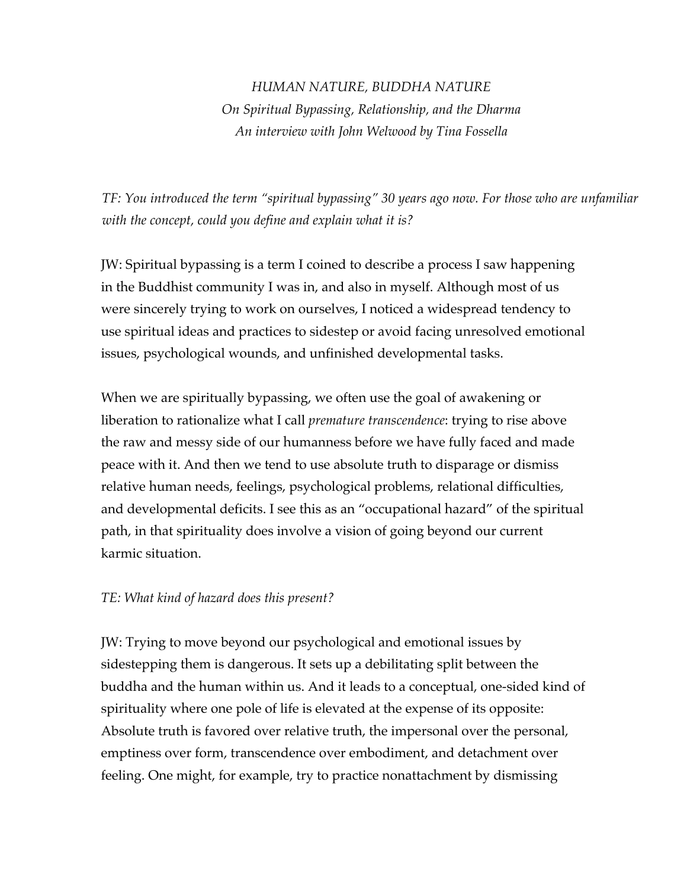*HUMAN NATURE, BUDDHA NATURE*
*On Spiritual Bypassing, Relationship, and the Dharma*
*An interview with John Welwood by Tina Fossella*

*TF: You introduced the term "spiritual bypassing" 30 years ago now. For those who are unfamiliar with the concept, could you define and explain what it is?*

JW: Spiritual bypassing is a term I coined to describe a process I saw happening in the Buddhist community I was in, and also in myself. Although most of us were sincerely trying to work on ourselves, I noticed a widespread tendency to use spiritual ideas and practices to sidestep or avoid facing unresolved emotional issues, psychological wounds, and unfinished developmental tasks.

When we are spiritually bypassing, we often use the goal of awakening or liberation to rationalize what I call *premature transcendence*: trying to rise above the raw and messy side of our humanness before we have fully faced and made peace with it. And then we tend to use absolute truth to disparage or dismiss relative human needs, feelings, psychological problems, relational difficulties, and developmental deficits. I see this as an "occupational hazard" of the spiritual path, in that spirituality does involve a vision of going beyond our current karmic situation.

*TE: What kind of hazard does this present?*

JW: Trying to move beyond our psychological and emotional issues by sidestepping them is dangerous. It sets up a debilitating split between the buddha and the human within us. And it leads to a conceptual, one-sided kind of spirituality where one pole of life is elevated at the expense of its opposite: Absolute truth is favored over relative truth, the impersonal over the personal, emptiness over form, transcendence over embodiment, and detachment over feeling. One might, for example, try to practice nonattachment by dismissing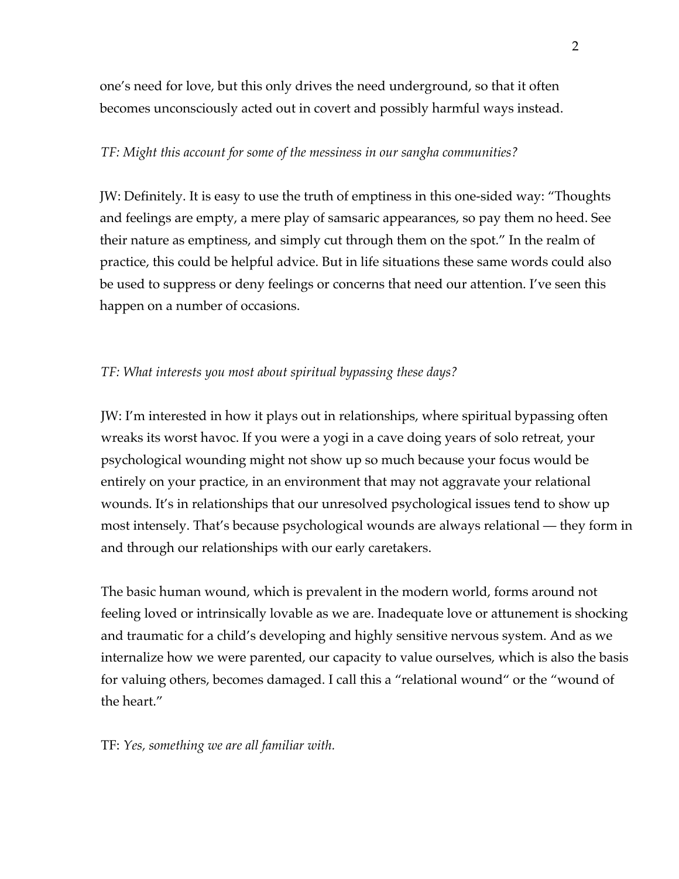one's need for love, but this only drives the need underground, so that it often becomes unconsciously acted out in covert and possibly harmful ways instead.

*TF: Might this account for some of the messiness in our sangha communities?*

JW: Definitely. It is easy to use the truth of emptiness in this one-sided way: "Thoughts and feelings are empty, a mere play of samsaric appearances, so pay them no heed. See their nature as emptiness, and simply cut through them on the spot." In the realm of practice, this could be helpful advice. But in life situations these same words could also be used to suppress or deny feelings or concerns that need our attention. I've seen this happen on a number of occasions.

*TF: What interests you most about spiritual bypassing these days?*

JW: I'm interested in how it plays out in relationships, where spiritual bypassing often wreaks its worst havoc. If you were a yogi in a cave doing years of solo retreat, your psychological wounding might not show up so much because your focus would be entirely on your practice, in an environment that may not aggravate your relational wounds. It's in relationships that our unresolved psychological issues tend to show up most intensely. That's because psychological wounds are always relational — they form in and through our relationships with our early caretakers.

The basic human wound, which is prevalent in the modern world, forms around not feeling loved or intrinsically lovable as we are. Inadequate love or attunement is shocking and traumatic for a child's developing and highly sensitive nervous system. And as we internalize how we were parented, our capacity to value ourselves, which is also the basis for valuing others, becomes damaged. I call this a "relational wound" or the "wound of the heart."

TF: *Yes, something we are all familiar with.*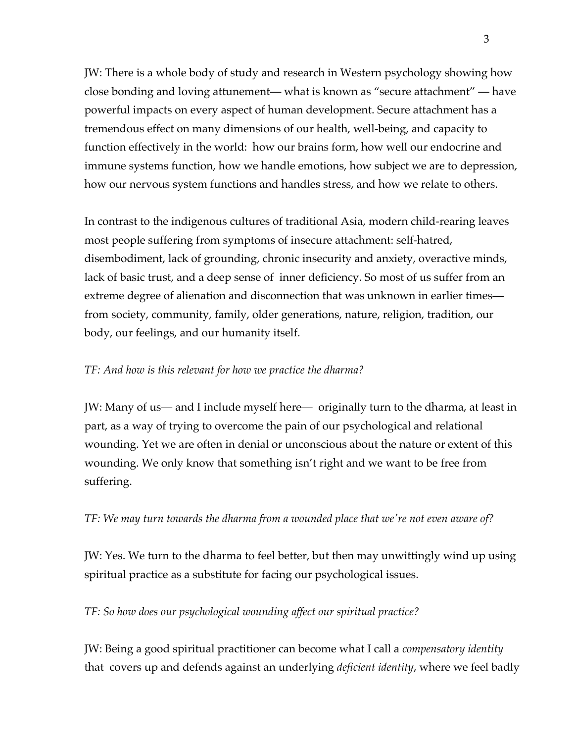JW: There is a whole body of study and research in Western psychology showing how close bonding and loving attunement— what is known as "secure attachment" — have powerful impacts on every aspect of human development. Secure attachment has a tremendous effect on many dimensions of our health, well-being, and capacity to function effectively in the world: how our brains form, how well our endocrine and immune systems function, how we handle emotions, how subject we are to depression, how our nervous system functions and handles stress, and how we relate to others.

In contrast to the indigenous cultures of traditional Asia, modern child-rearing leaves most people suffering from symptoms of insecure attachment: self-hatred, disembodiment, lack of grounding, chronic insecurity and anxiety, overactive minds, lack of basic trust, and a deep sense of inner deficiency. So most of us suffer from an extreme degree of alienation and disconnection that was unknown in earlier times— from society, community, family, older generations, nature, religion, tradition, our body, our feelings, and our humanity itself.

*TF: And how is this relevant for how we practice the dharma?*

JW: Many of us— and I include myself here— originally turn to the dharma, at least in part, as a way of trying to overcome the pain of our psychological and relational wounding. Yet we are often in denial or unconscious about the nature or extent of this wounding. We only know that something isn't right and we want to be free from suffering.

*TF: We may turn towards the dharma from a wounded place that we're not even aware of?*

JW: Yes. We turn to the dharma to feel better, but then may unwittingly wind up using spiritual practice as a substitute for facing our psychological issues.

*TF: So how does our psychological wounding affect our spiritual practice?*

JW: Being a good spiritual practitioner can become what I call a *compensatory identity* that covers up and defends against an underlying *deficient identity*, where we feel badly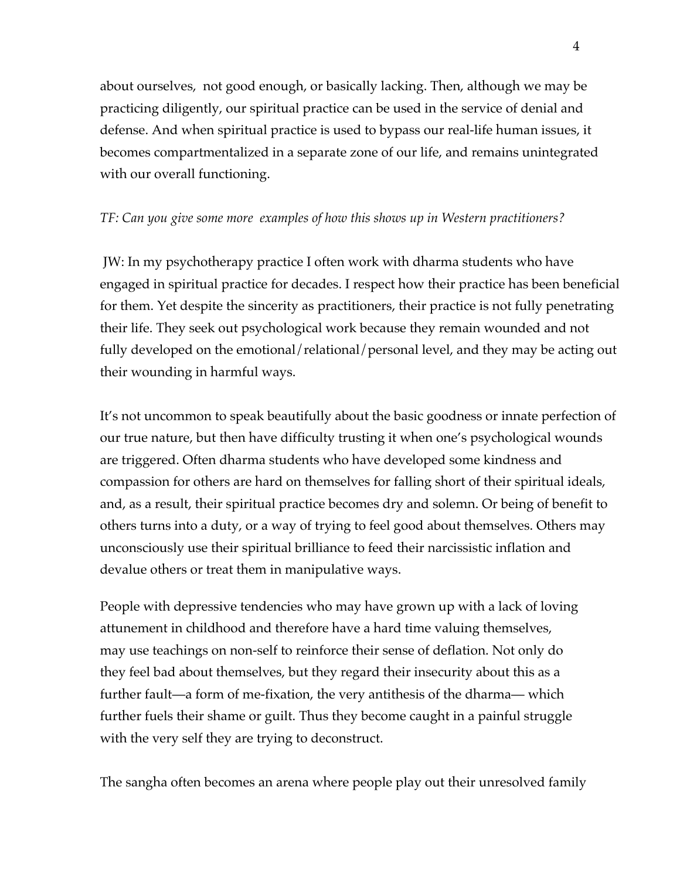about ourselves, not good enough, or basically lacking. Then, although we may be practicing diligently, our spiritual practice can be used in the service of denial and defense. And when spiritual practice is used to bypass our real-life human issues, it becomes compartmentalized in a separate zone of our life, and remains unintegrated with our overall functioning.

*TF: Can you give some more examples of how this shows up in Western practitioners?*

JW: In my psychotherapy practice I often work with dharma students who have engaged in spiritual practice for decades. I respect how their practice has been beneficial for them. Yet despite the sincerity as practitioners, their practice is not fully penetrating their life. They seek out psychological work because they remain wounded and not fully developed on the emotional/relational/personal level, and they may be acting out their wounding in harmful ways.

It's not uncommon to speak beautifully about the basic goodness or innate perfection of our true nature, but then have difficulty trusting it when one's psychological wounds are triggered. Often dharma students who have developed some kindness and compassion for others are hard on themselves for falling short of their spiritual ideals, and, as a result, their spiritual practice becomes dry and solemn. Or being of benefit to others turns into a duty, or a way of trying to feel good about themselves. Others may unconsciously use their spiritual brilliance to feed their narcissistic inflation and devalue others or treat them in manipulative ways.

People with depressive tendencies who may have grown up with a lack of loving attunement in childhood and therefore have a hard time valuing themselves, may use teachings on non-self to reinforce their sense of deflation. Not only do they feel bad about themselves, but they regard their insecurity about this as a further fault—a form of me-fixation, the very antithesis of the dharma— which further fuels their shame or guilt. Thus they become caught in a painful struggle with the very self they are trying to deconstruct.

The sangha often becomes an arena where people play out their unresolved family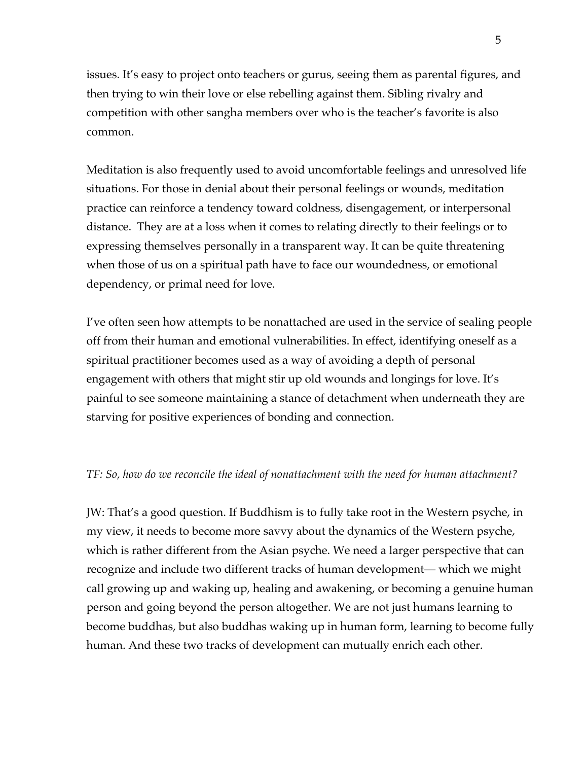issues. It's easy to project onto teachers or gurus, seeing them as parental figures, and then trying to win their love or else rebelling against them. Sibling rivalry and competition with other sangha members over who is the teacher's favorite is also common.

Meditation is also frequently used to avoid uncomfortable feelings and unresolved life situations. For those in denial about their personal feelings or wounds, meditation practice can reinforce a tendency toward coldness, disengagement, or interpersonal distance. They are at a loss when it comes to relating directly to their feelings or to expressing themselves personally in a transparent way. It can be quite threatening when those of us on a spiritual path have to face our woundedness, or emotional dependency, or primal need for love.

I've often seen how attempts to be nonattached are used in the service of sealing people off from their human and emotional vulnerabilities. In effect, identifying oneself as a spiritual practitioner becomes used as a way of avoiding a depth of personal engagement with others that might stir up old wounds and longings for love. It's painful to see someone maintaining a stance of detachment when underneath they are starving for positive experiences of bonding and connection.

*TF: So, how do we reconcile the ideal of nonattachment with the need for human attachment?*

JW: That's a good question. If Buddhism is to fully take root in the Western psyche, in my view, it needs to become more savvy about the dynamics of the Western psyche, which is rather different from the Asian psyche. We need a larger perspective that can recognize and include two different tracks of human development— which we might call growing up and waking up, healing and awakening, or becoming a genuine human person and going beyond the person altogether. We are not just humans learning to become buddhas, but also buddhas waking up in human form, learning to become fully human. And these two tracks of development can mutually enrich each other.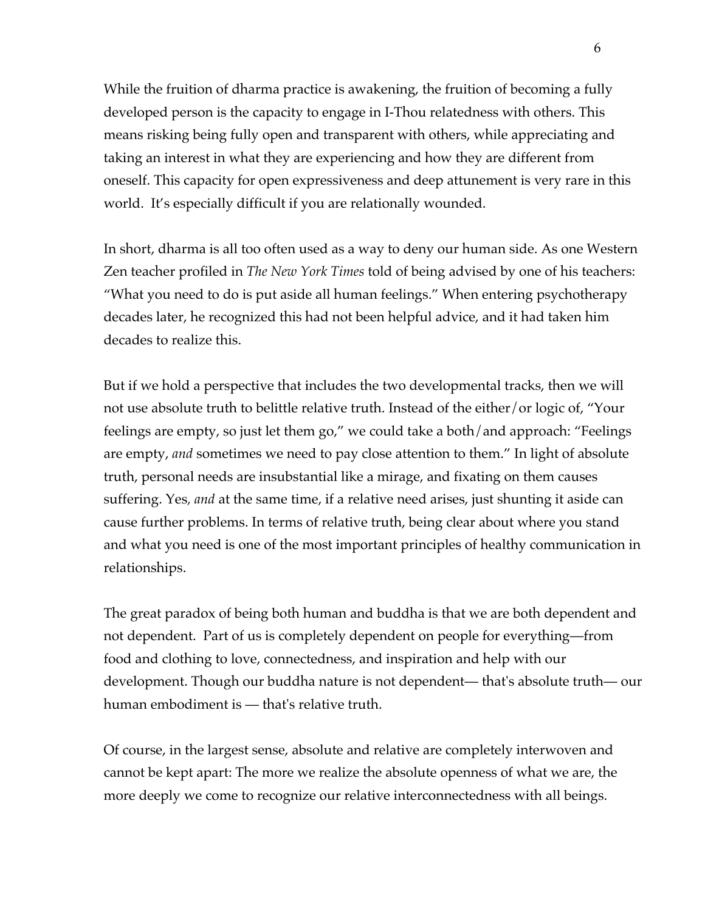While the fruition of dharma practice is awakening, the fruition of becoming a fully developed person is the capacity to engage in I-Thou relatedness with others. This means risking being fully open and transparent with others, while appreciating and taking an interest in what they are experiencing and how they are different from oneself. This capacity for open expressiveness and deep attunement is very rare in this world. It's especially difficult if you are relationally wounded.

In short, dharma is all too often used as a way to deny our human side. As one Western Zen teacher profiled in *The New York Times* told of being advised by one of his teachers: "What you need to do is put aside all human feelings." When entering psychotherapy decades later, he recognized this had not been helpful advice, and it had taken him decades to realize this.

But if we hold a perspective that includes the two developmental tracks, then we will not use absolute truth to belittle relative truth. Instead of the either/or logic of, "Your feelings are empty, so just let them go," we could take a both/and approach: "Feelings are empty, *and* sometimes we need to pay close attention to them." In light of absolute truth, personal needs are insubstantial like a mirage, and fixating on them causes suffering. Yes, *and* at the same time, if a relative need arises, just shunting it aside can cause further problems. In terms of relative truth, being clear about where you stand and what you need is one of the most important principles of healthy communication in relationships.

The great paradox of being both human and buddha is that we are both dependent and not dependent. Part of us is completely dependent on people for everything—from food and clothing to love, connectedness, and inspiration and help with our development. Though our buddha nature is not dependent— that's absolute truth— our human embodiment is — that's relative truth.

Of course, in the largest sense, absolute and relative are completely interwoven and cannot be kept apart: The more we realize the absolute openness of what we are, the more deeply we come to recognize our relative interconnectedness with all beings.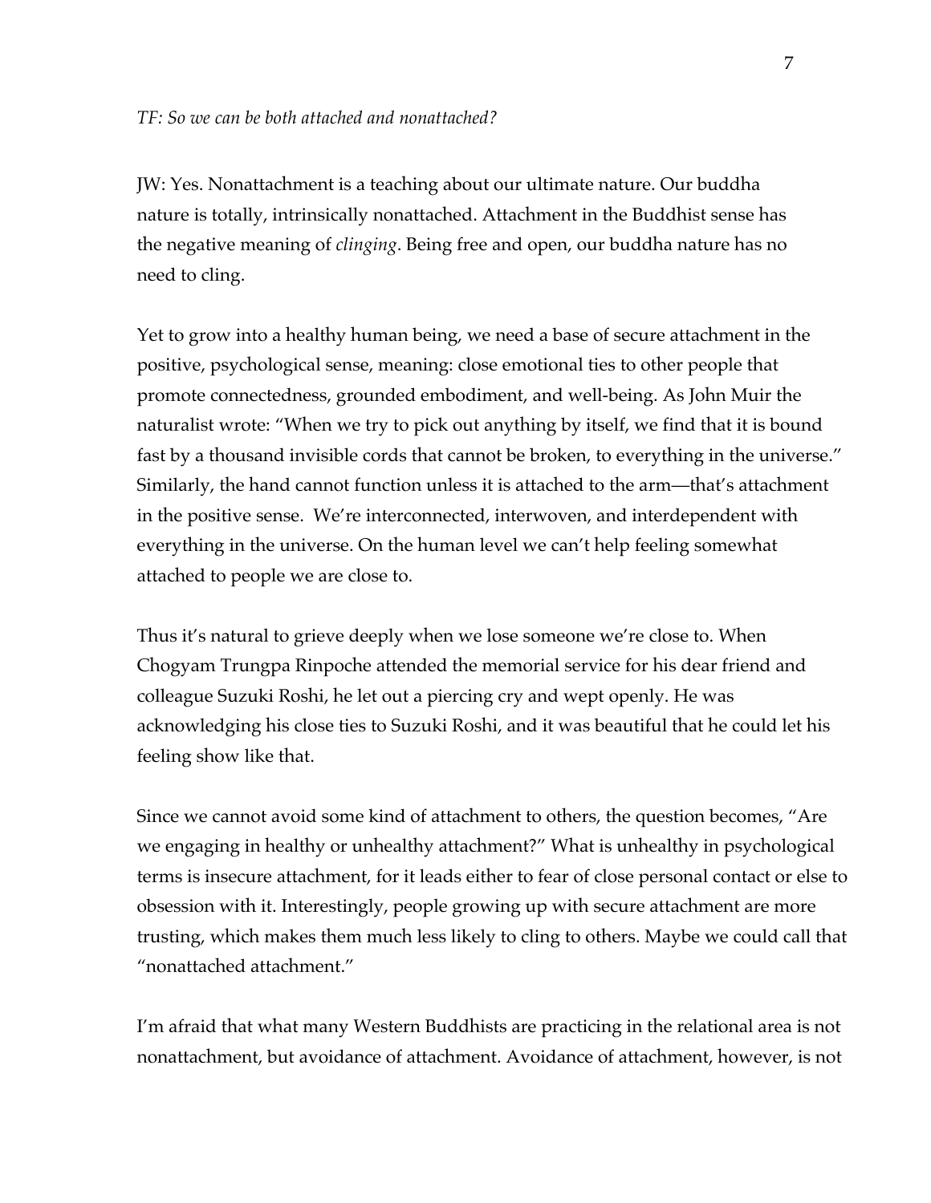*TF: So we can be both attached and nonattached?*

JW: Yes. Nonattachment is a teaching about our ultimate nature. Our buddha nature is totally, intrinsically nonattached. Attachment in the Buddhist sense has the negative meaning of *clinging*. Being free and open, our buddha nature has no need to cling.

Yet to grow into a healthy human being, we need a base of secure attachment in the positive, psychological sense, meaning: close emotional ties to other people that promote connectedness, grounded embodiment, and well-being. As John Muir the naturalist wrote: "When we try to pick out anything by itself, we find that it is bound fast by a thousand invisible cords that cannot be broken, to everything in the universe." Similarly, the hand cannot function unless it is attached to the arm—that's attachment in the positive sense. We're interconnected, interwoven, and interdependent with everything in the universe. On the human level we can't help feeling somewhat attached to people we are close to.

Thus it's natural to grieve deeply when we lose someone we're close to. When Chogyam Trungpa Rinpoche attended the memorial service for his dear friend and colleague Suzuki Roshi, he let out a piercing cry and wept openly. He was acknowledging his close ties to Suzuki Roshi, and it was beautiful that he could let his feeling show like that.

Since we cannot avoid some kind of attachment to others, the question becomes, "Are we engaging in healthy or unhealthy attachment?" What is unhealthy in psychological terms is insecure attachment, for it leads either to fear of close personal contact or else to obsession with it. Interestingly, people growing up with secure attachment are more trusting, which makes them much less likely to cling to others. Maybe we could call that "nonattached attachment."

I'm afraid that what many Western Buddhists are practicing in the relational area is not nonattachment, but avoidance of attachment. Avoidance of attachment, however, is not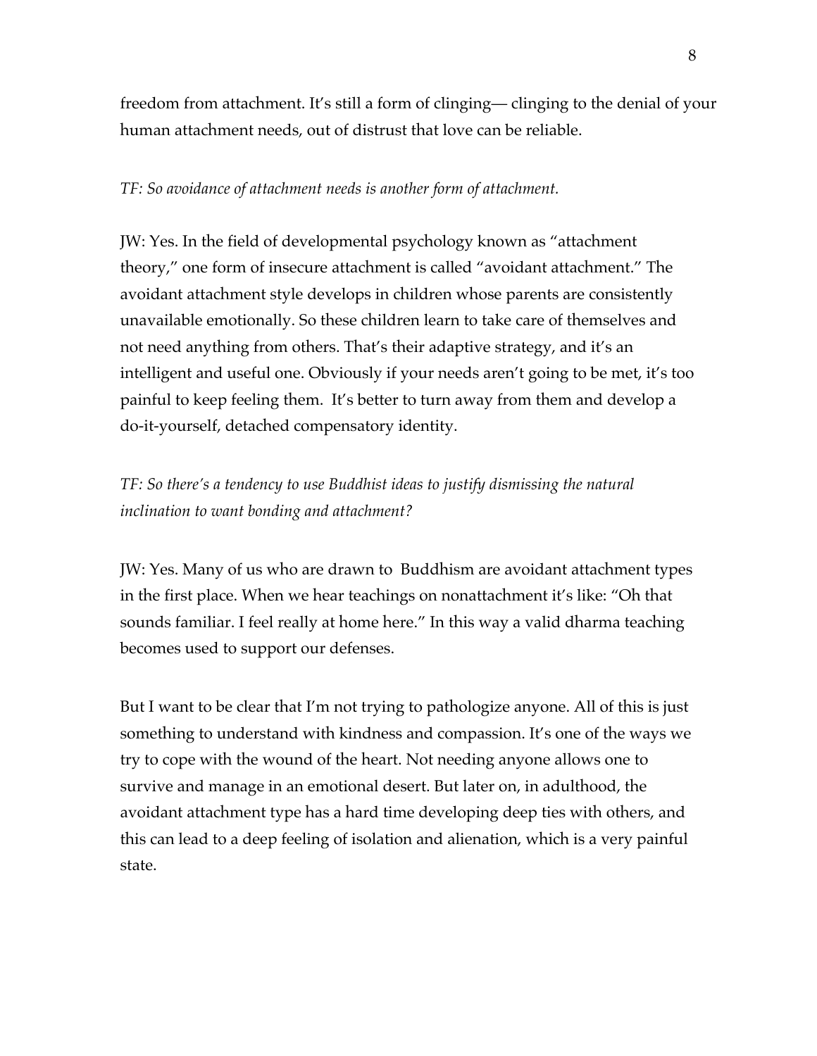freedom from attachment. It's still a form of clinging— clinging to the denial of your human attachment needs, out of distrust that love can be reliable.

*TF: So avoidance of attachment needs is another form of attachment.*

JW: Yes. In the field of developmental psychology known as "attachment theory," one form of insecure attachment is called "avoidant attachment." The avoidant attachment style develops in children whose parents are consistently unavailable emotionally. So these children learn to take care of themselves and not need anything from others. That's their adaptive strategy, and it's an intelligent and useful one. Obviously if your needs aren't going to be met, it's too painful to keep feeling them. It's better to turn away from them and develop a do-it-yourself, detached compensatory identity.

*TF: So there's a tendency to use Buddhist ideas to justify dismissing the natural inclination to want bonding and attachment?*

JW: Yes. Many of us who are drawn to Buddhism are avoidant attachment types in the first place. When we hear teachings on nonattachment it's like: "Oh that sounds familiar. I feel really at home here." In this way a valid dharma teaching becomes used to support our defenses.

But I want to be clear that I'm not trying to pathologize anyone. All of this is just something to understand with kindness and compassion. It's one of the ways we try to cope with the wound of the heart. Not needing anyone allows one to survive and manage in an emotional desert. But later on, in adulthood, the avoidant attachment type has a hard time developing deep ties with others, and this can lead to a deep feeling of isolation and alienation, which is a very painful state.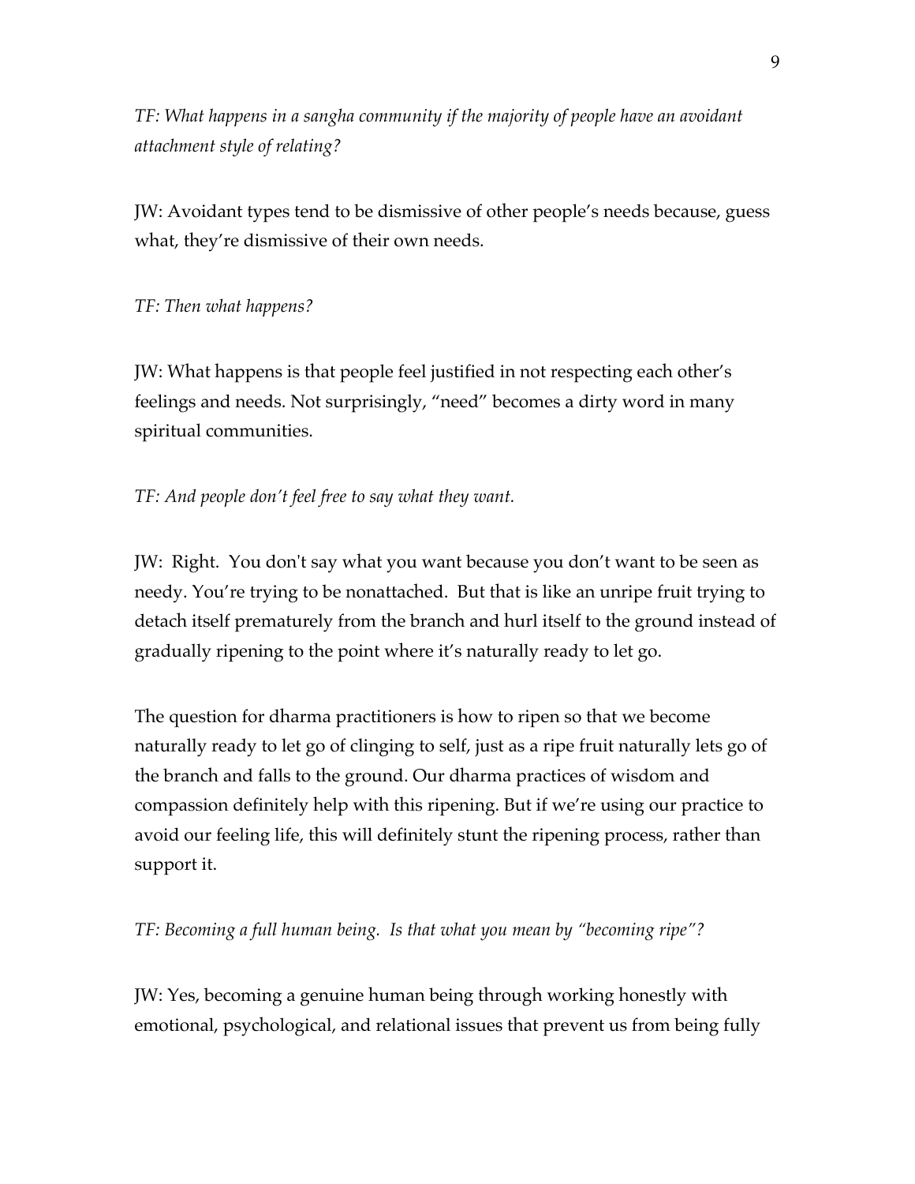*TF: What happens in a sangha community if the majority of people have an avoidant attachment style of relating?*

JW: Avoidant types tend to be dismissive of other people's needs because, guess what, they're dismissive of their own needs.

*TF: Then what happens?*

JW: What happens is that people feel justified in not respecting each other's feelings and needs. Not surprisingly, "need" becomes a dirty word in many spiritual communities.

*TF: And people don't feel free to say what they want.*

JW: Right. You don't say what you want because you don't want to be seen as needy. You're trying to be nonattached. But that is like an unripe fruit trying to detach itself prematurely from the branch and hurl itself to the ground instead of gradually ripening to the point where it's naturally ready to let go.

The question for dharma practitioners is how to ripen so that we become naturally ready to let go of clinging to self, just as a ripe fruit naturally lets go of the branch and falls to the ground. Our dharma practices of wisdom and compassion definitely help with this ripening. But if we're using our practice to avoid our feeling life, this will definitely stunt the ripening process, rather than support it.

*TF: Becoming a full human being. Is that what you mean by "becoming ripe"?*

JW: Yes, becoming a genuine human being through working honestly with emotional, psychological, and relational issues that prevent us from being fully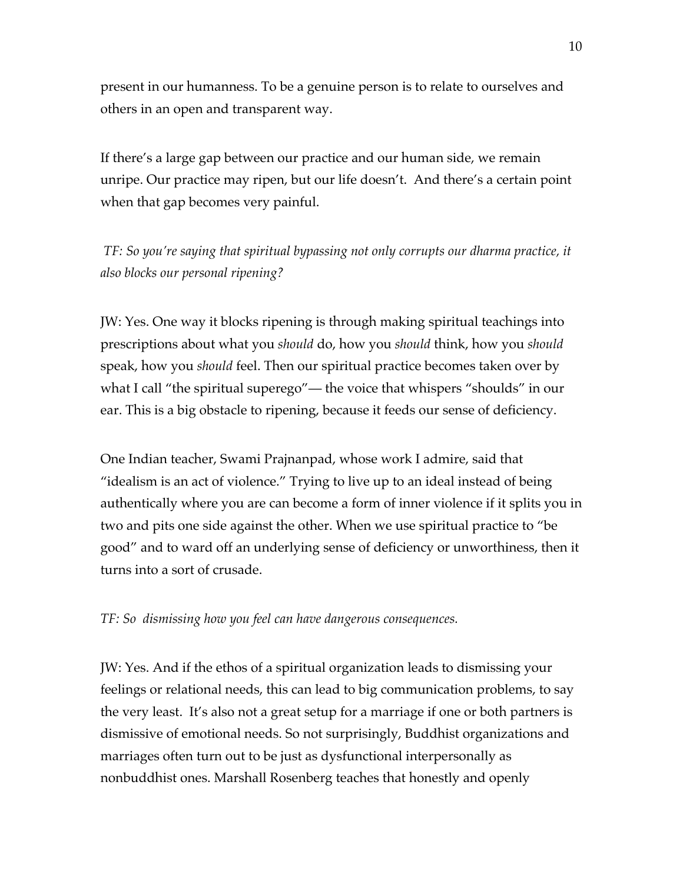present in our humanness. To be a genuine person is to relate to ourselves and others in an open and transparent way.

If there's a large gap between our practice and our human side, we remain unripe. Our practice may ripen, but our life doesn't. And there's a certain point when that gap becomes very painful.

*TF: So you're saying that spiritual bypassing not only corrupts our dharma practice, it also blocks our personal ripening?*

JW: Yes. One way it blocks ripening is through making spiritual teachings into prescriptions about what you *should* do, how you *should* think, how you *should* speak, how you *should* feel. Then our spiritual practice becomes taken over by what I call "the spiritual superego"— the voice that whispers "shoulds" in our ear. This is a big obstacle to ripening, because it feeds our sense of deficiency.

One Indian teacher, Swami Prajnanpad, whose work I admire, said that "idealism is an act of violence." Trying to live up to an ideal instead of being authentically where you are can become a form of inner violence if it splits you in two and pits one side against the other. When we use spiritual practice to "be good" and to ward off an underlying sense of deficiency or unworthiness, then it turns into a sort of crusade.

*TF: So dismissing how you feel can have dangerous consequences.*

JW: Yes. And if the ethos of a spiritual organization leads to dismissing your feelings or relational needs, this can lead to big communication problems, to say the very least. It's also not a great setup for a marriage if one or both partners is dismissive of emotional needs. So not surprisingly, Buddhist organizations and marriages often turn out to be just as dysfunctional interpersonally as nonbuddhist ones. Marshall Rosenberg teaches that honestly and openly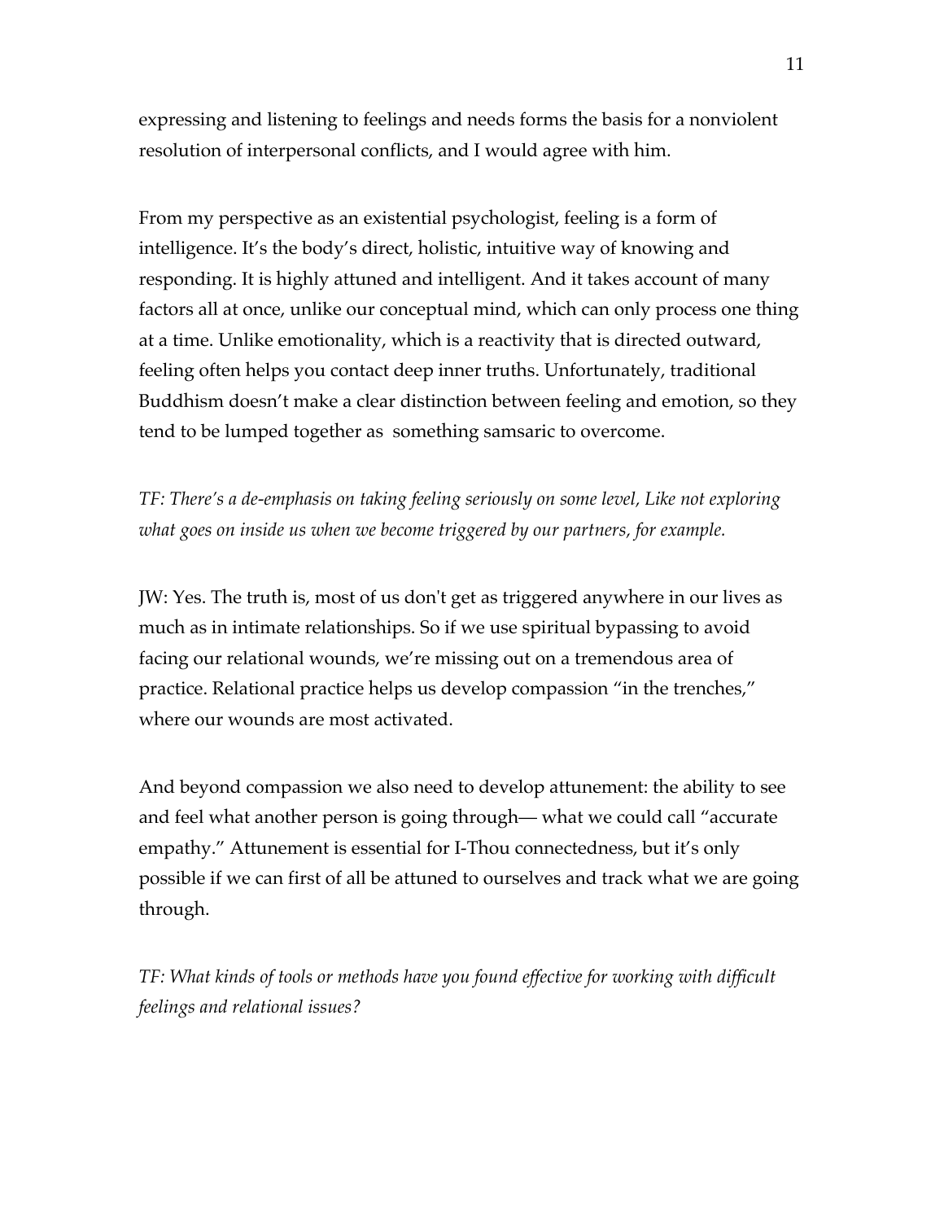expressing and listening to feelings and needs forms the basis for a nonviolent resolution of interpersonal conflicts, and I would agree with him.

From my perspective as an existential psychologist, feeling is a form of intelligence. It's the body's direct, holistic, intuitive way of knowing and responding. It is highly attuned and intelligent. And it takes account of many factors all at once, unlike our conceptual mind, which can only process one thing at a time. Unlike emotionality, which is a reactivity that is directed outward, feeling often helps you contact deep inner truths. Unfortunately, traditional Buddhism doesn't make a clear distinction between feeling and emotion, so they tend to be lumped together as  something samsaric to overcome.

*TF: There's a de-emphasis on taking feeling seriously on some level, Like not exploring what goes on inside us when we become triggered by our partners, for example.*

JW: Yes. The truth is, most of us don't get as triggered anywhere in our lives as much as in intimate relationships. So if we use spiritual bypassing to avoid facing our relational wounds, we're missing out on a tremendous area of practice. Relational practice helps us develop compassion "in the trenches," where our wounds are most activated.

And beyond compassion we also need to develop attunement: the ability to see and feel what another person is going through— what we could call "accurate empathy." Attunement is essential for I-Thou connectedness, but it's only possible if we can first of all be attuned to ourselves and track what we are going through.

*TF: What kinds of tools or methods have you found effective for working with difficult feelings and relational issues?*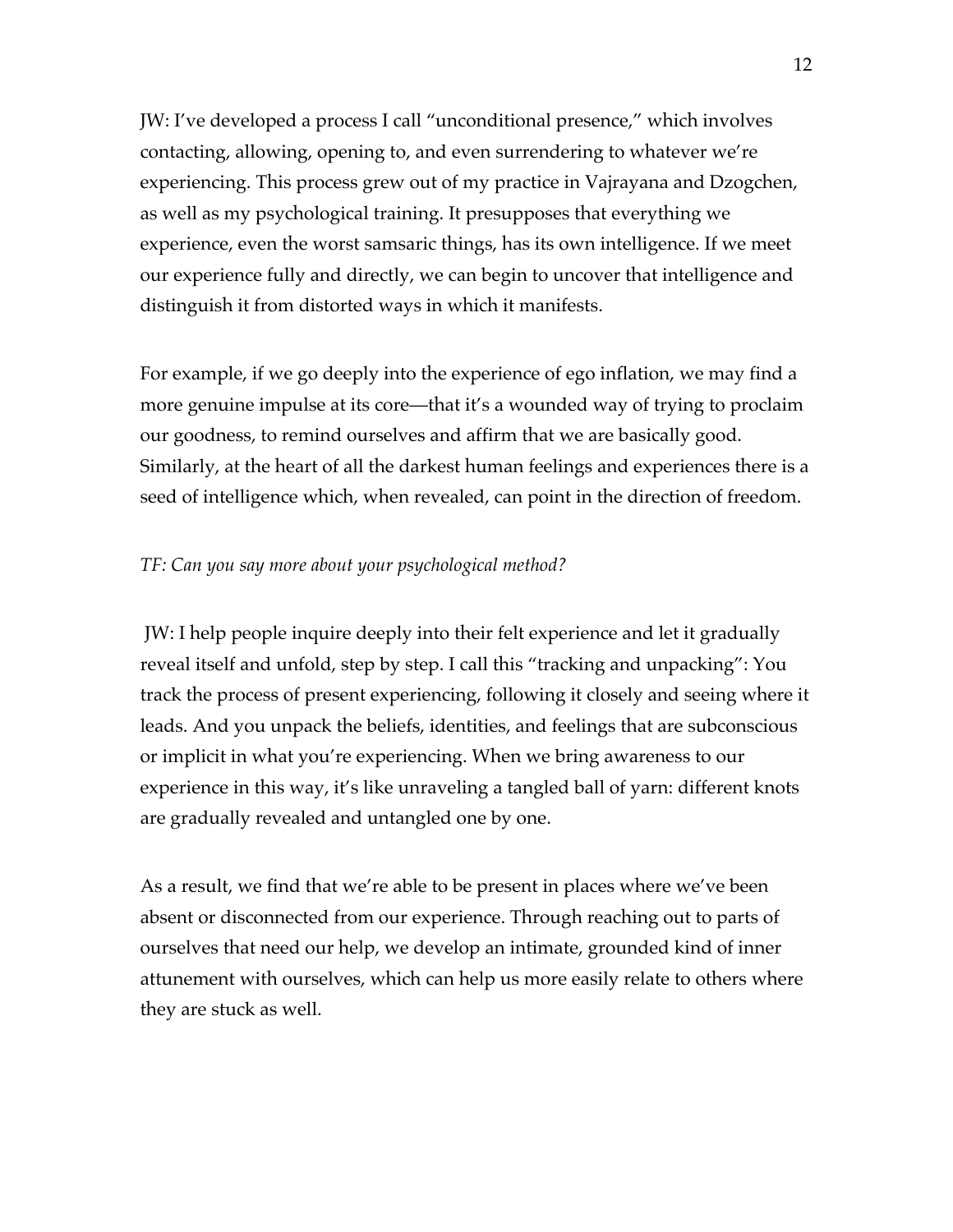JW: I've developed a process I call "unconditional presence," which involves contacting, allowing, opening to, and even surrendering to whatever we're experiencing. This process grew out of my practice in Vajrayana and Dzogchen, as well as my psychological training. It presupposes that everything we experience, even the worst samsaric things, has its own intelligence. If we meet our experience fully and directly, we can begin to uncover that intelligence and distinguish it from distorted ways in which it manifests.

For example, if we go deeply into the experience of ego inflation, we may find a more genuine impulse at its core—that it's a wounded way of trying to proclaim our goodness, to remind ourselves and affirm that we are basically good. Similarly, at the heart of all the darkest human feelings and experiences there is a seed of intelligence which, when revealed, can point in the direction of freedom.

*TF: Can you say more about your psychological method?*

JW: I help people inquire deeply into their felt experience and let it gradually reveal itself and unfold, step by step. I call this "tracking and unpacking": You track the process of present experiencing, following it closely and seeing where it leads. And you unpack the beliefs, identities, and feelings that are subconscious or implicit in what you're experiencing. When we bring awareness to our experience in this way, it's like unraveling a tangled ball of yarn: different knots are gradually revealed and untangled one by one.

As a result, we find that we're able to be present in places where we've been absent or disconnected from our experience. Through reaching out to parts of ourselves that need our help, we develop an intimate, grounded kind of inner attunement with ourselves, which can help us more easily relate to others where they are stuck as well.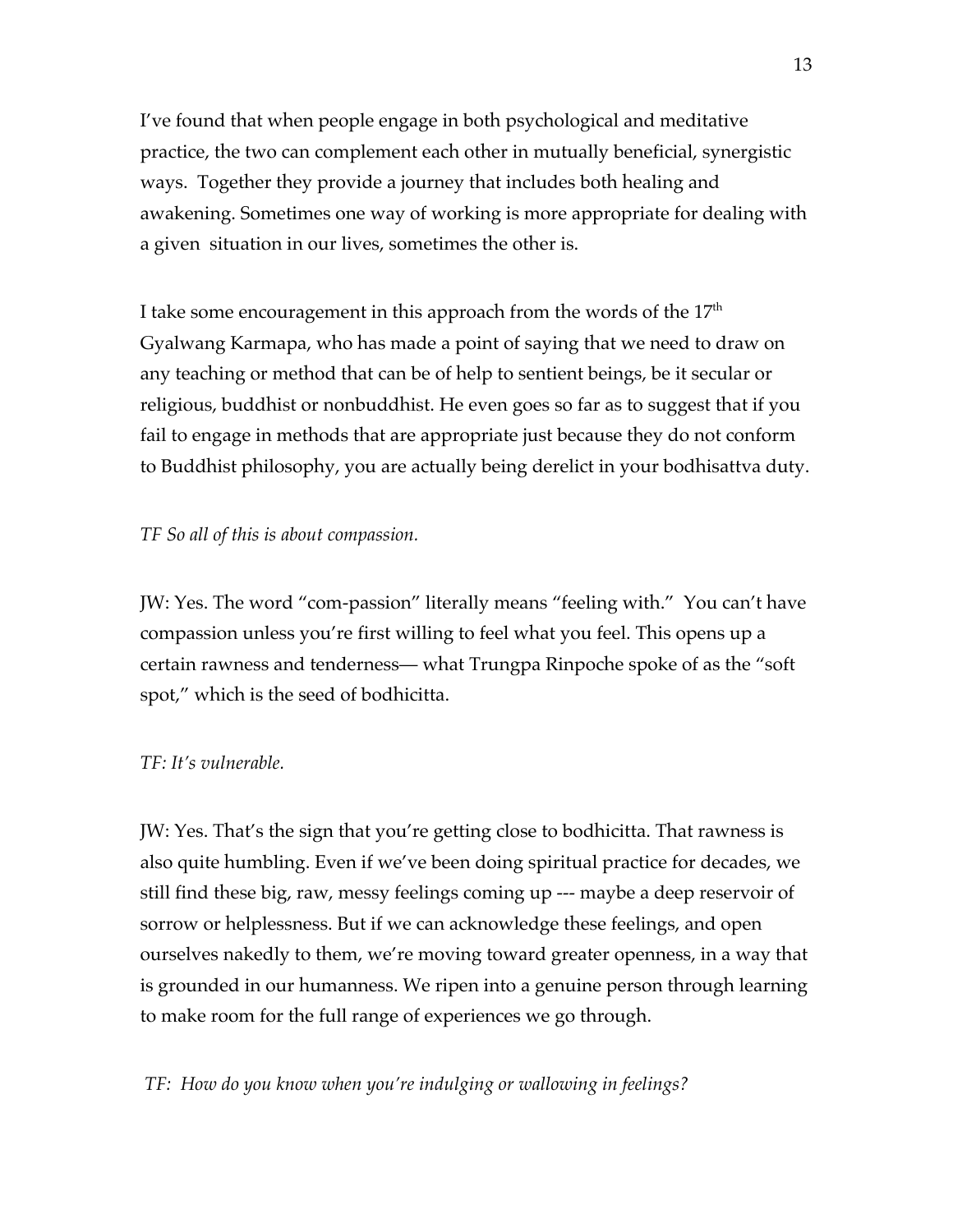I've found that when people engage in both psychological and meditative practice, the two can complement each other in mutually beneficial, synergistic ways. Together they provide a journey that includes both healing and awakening. Sometimes one way of working is more appropriate for dealing with a given situation in our lives, sometimes the other is.

I take some encouragement in this approach from the words of the 17th Gyalwang Karmapa, who has made a point of saying that we need to draw on any teaching or method that can be of help to sentient beings, be it secular or religious, buddhist or nonbuddhist. He even goes so far as to suggest that if you fail to engage in methods that are appropriate just because they do not conform to Buddhist philosophy, you are actually being derelict in your bodhisattva duty.

*TF So all of this is about compassion.*

JW: Yes. The word "com-passion" literally means "feeling with." You can't have compassion unless you're first willing to feel what you feel. This opens up a certain rawness and tenderness— what Trungpa Rinpoche spoke of as the "soft spot," which is the seed of bodhicitta.

*TF: It's vulnerable.*

JW: Yes. That's the sign that you're getting close to bodhicitta. That rawness is also quite humbling. Even if we've been doing spiritual practice for decades, we still find these big, raw, messy feelings coming up --- maybe a deep reservoir of sorrow or helplessness. But if we can acknowledge these feelings, and open ourselves nakedly to them, we're moving toward greater openness, in a way that is grounded in our humanness. We ripen into a genuine person through learning to make room for the full range of experiences we go through.

*TF: How do you know when you're indulging or wallowing in feelings?*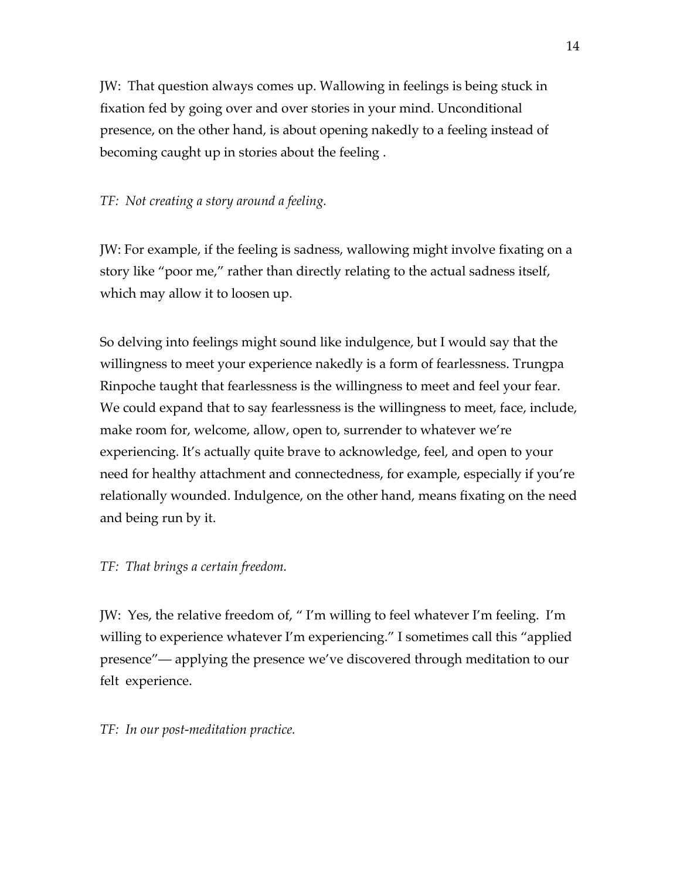JW: That question always comes up. Wallowing in feelings is being stuck in fixation fed by going over and over stories in your mind. Unconditional presence, on the other hand, is about opening nakedly to a feeling instead of becoming caught up in stories about the feeling .

*TF: Not creating a story around a feeling.*

JW: For example, if the feeling is sadness, wallowing might involve fixating on a story like "poor me," rather than directly relating to the actual sadness itself, which may allow it to loosen up.

So delving into feelings might sound like indulgence, but I would say that the willingness to meet your experience nakedly is a form of fearlessness. Trungpa Rinpoche taught that fearlessness is the willingness to meet and feel your fear. We could expand that to say fearlessness is the willingness to meet, face, include, make room for, welcome, allow, open to, surrender to whatever we're experiencing. It's actually quite brave to acknowledge, feel, and open to your need for healthy attachment and connectedness, for example, especially if you're relationally wounded. Indulgence, on the other hand, means fixating on the need and being run by it.

*TF: That brings a certain freedom.*

JW: Yes, the relative freedom of, " I'm willing to feel whatever I'm feeling. I'm willing to experience whatever I'm experiencing." I sometimes call this "applied presence"— applying the presence we've discovered through meditation to our felt experience.

*TF: In our post-meditation practice.*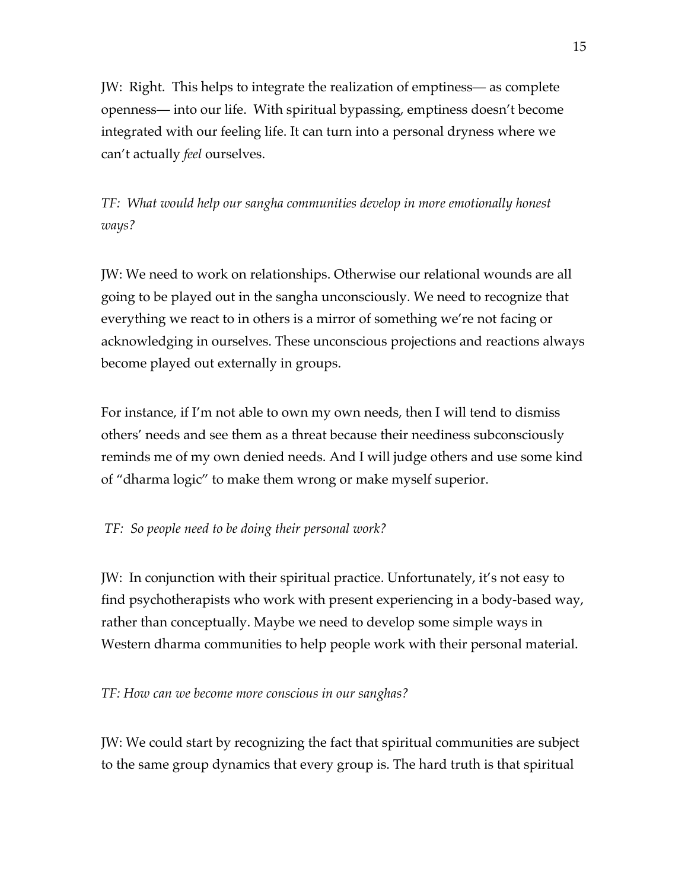JW: Right. This helps to integrate the realization of emptiness— as complete openness— into our life. With spiritual bypassing, emptiness doesn't become integrated with our feeling life. It can turn into a personal dryness where we can't actually *feel* ourselves.

*TF: What would help our sangha communities develop in more emotionally honest ways?*

JW: We need to work on relationships. Otherwise our relational wounds are all going to be played out in the sangha unconsciously. We need to recognize that everything we react to in others is a mirror of something we're not facing or acknowledging in ourselves. These unconscious projections and reactions always become played out externally in groups.

For instance, if I'm not able to own my own needs, then I will tend to dismiss others' needs and see them as a threat because their neediness subconsciously reminds me of my own denied needs. And I will judge others and use some kind of "dharma logic" to make them wrong or make myself superior.

*TF: So people need to be doing their personal work?*

JW: In conjunction with their spiritual practice. Unfortunately, it's not easy to find psychotherapists who work with present experiencing in a body-based way, rather than conceptually. Maybe we need to develop some simple ways in Western dharma communities to help people work with their personal material.

*TF: How can we become more conscious in our sanghas?*

JW: We could start by recognizing the fact that spiritual communities are subject to the same group dynamics that every group is. The hard truth is that spiritual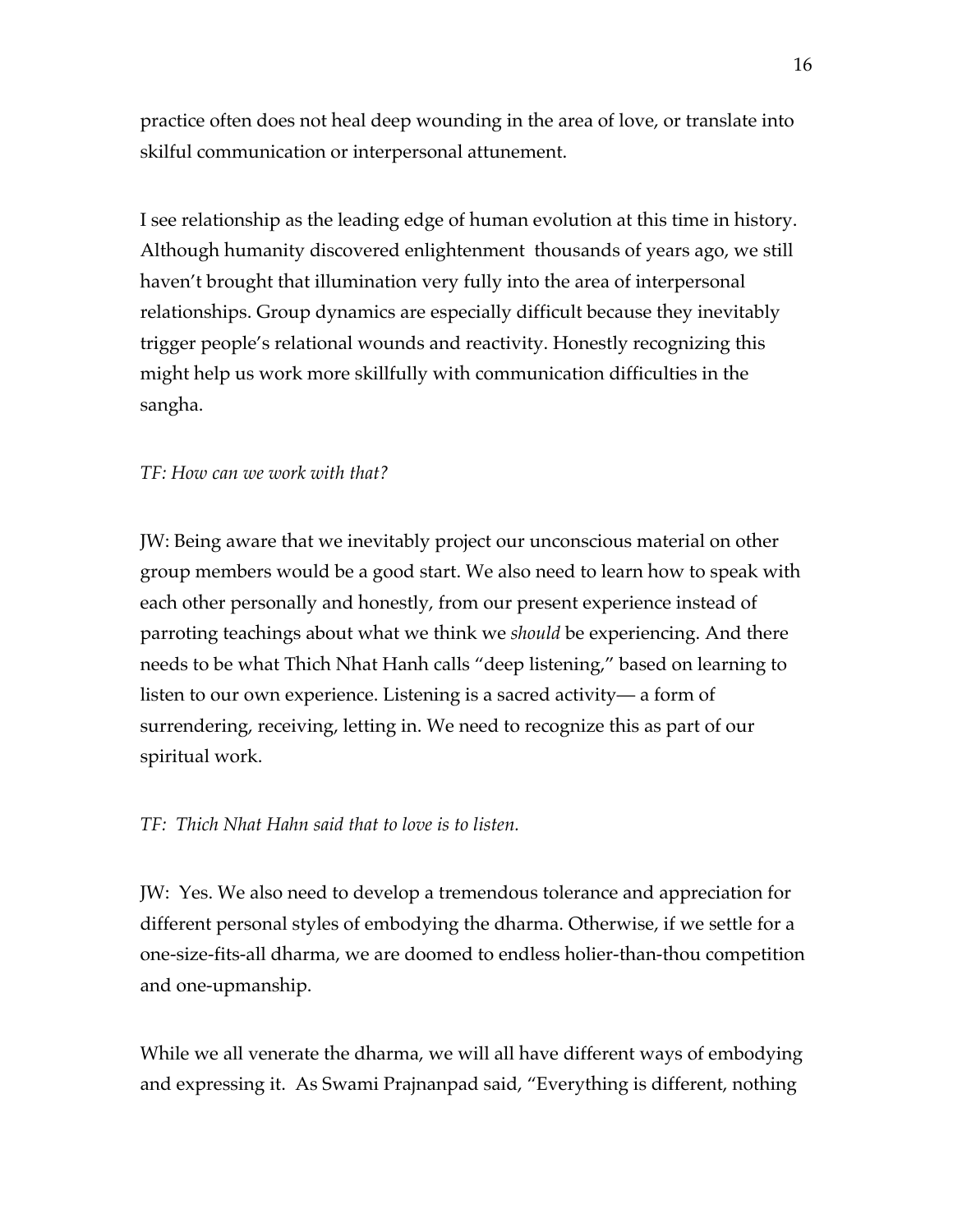practice often does not heal deep wounding in the area of love, or translate into skilful communication or interpersonal attunement.

I see relationship as the leading edge of human evolution at this time in history. Although humanity discovered enlightenment thousands of years ago, we still haven't brought that illumination very fully into the area of interpersonal relationships. Group dynamics are especially difficult because they inevitably trigger people's relational wounds and reactivity. Honestly recognizing this might help us work more skillfully with communication difficulties in the sangha.

*TF: How can we work with that?*

JW: Being aware that we inevitably project our unconscious material on other group members would be a good start. We also need to learn how to speak with each other personally and honestly, from our present experience instead of parroting teachings about what we think we *should* be experiencing. And there needs to be what Thich Nhat Hanh calls "deep listening," based on learning to listen to our own experience. Listening is a sacred activity— a form of surrendering, receiving, letting in. We need to recognize this as part of our spiritual work.

*TF: Thich Nhat Hahn said that to love is to listen.*

JW: Yes. We also need to develop a tremendous tolerance and appreciation for different personal styles of embodying the dharma. Otherwise, if we settle for a one-size-fits-all dharma, we are doomed to endless holier-than-thou competition and one-upmanship.

While we all venerate the dharma, we will all have different ways of embodying and expressing it. As Swami Prajnanpad said, "Everything is different, nothing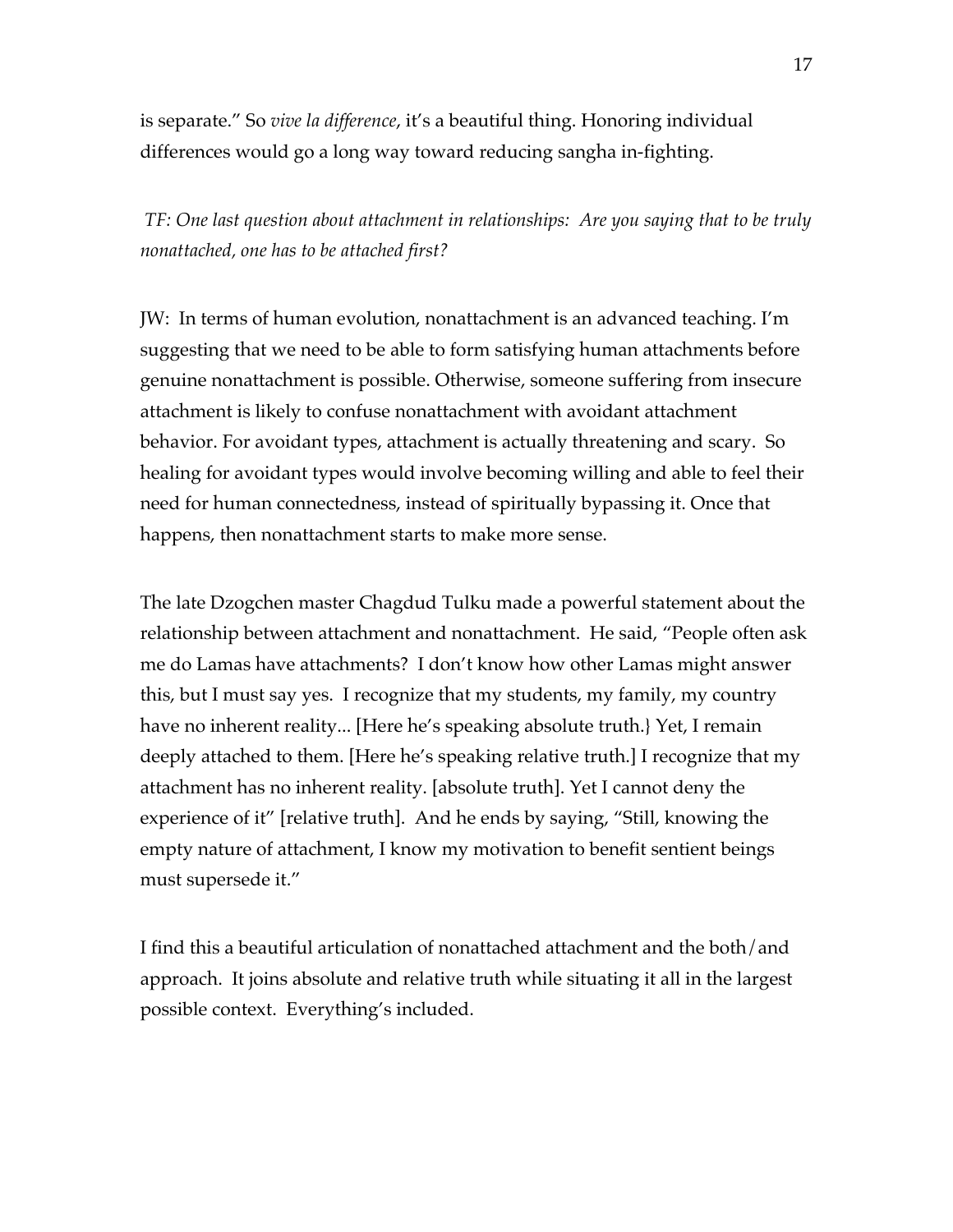is separate." So *vive la difference*, it's a beautiful thing. Honoring individual differences would go a long way toward reducing sangha in-fighting.

*TF: One last question about attachment in relationships: Are you saying that to be truly nonattached, one has to be attached first?*

JW: In terms of human evolution, nonattachment is an advanced teaching. I'm suggesting that we need to be able to form satisfying human attachments before genuine nonattachment is possible. Otherwise, someone suffering from insecure attachment is likely to confuse nonattachment with avoidant attachment behavior. For avoidant types, attachment is actually threatening and scary. So healing for avoidant types would involve becoming willing and able to feel their need for human connectedness, instead of spiritually bypassing it. Once that happens, then nonattachment starts to make more sense.

The late Dzogchen master Chagdud Tulku made a powerful statement about the relationship between attachment and nonattachment. He said, "People often ask me do Lamas have attachments? I don't know how other Lamas might answer this, but I must say yes. I recognize that my students, my family, my country have no inherent reality... [Here he's speaking absolute truth.} Yet, I remain deeply attached to them. [Here he's speaking relative truth.] I recognize that my attachment has no inherent reality. [absolute truth]. Yet I cannot deny the experience of it" [relative truth]. And he ends by saying, "Still, knowing the empty nature of attachment, I know my motivation to benefit sentient beings must supersede it."

I find this a beautiful articulation of nonattached attachment and the both/and approach. It joins absolute and relative truth while situating it all in the largest possible context. Everything's included.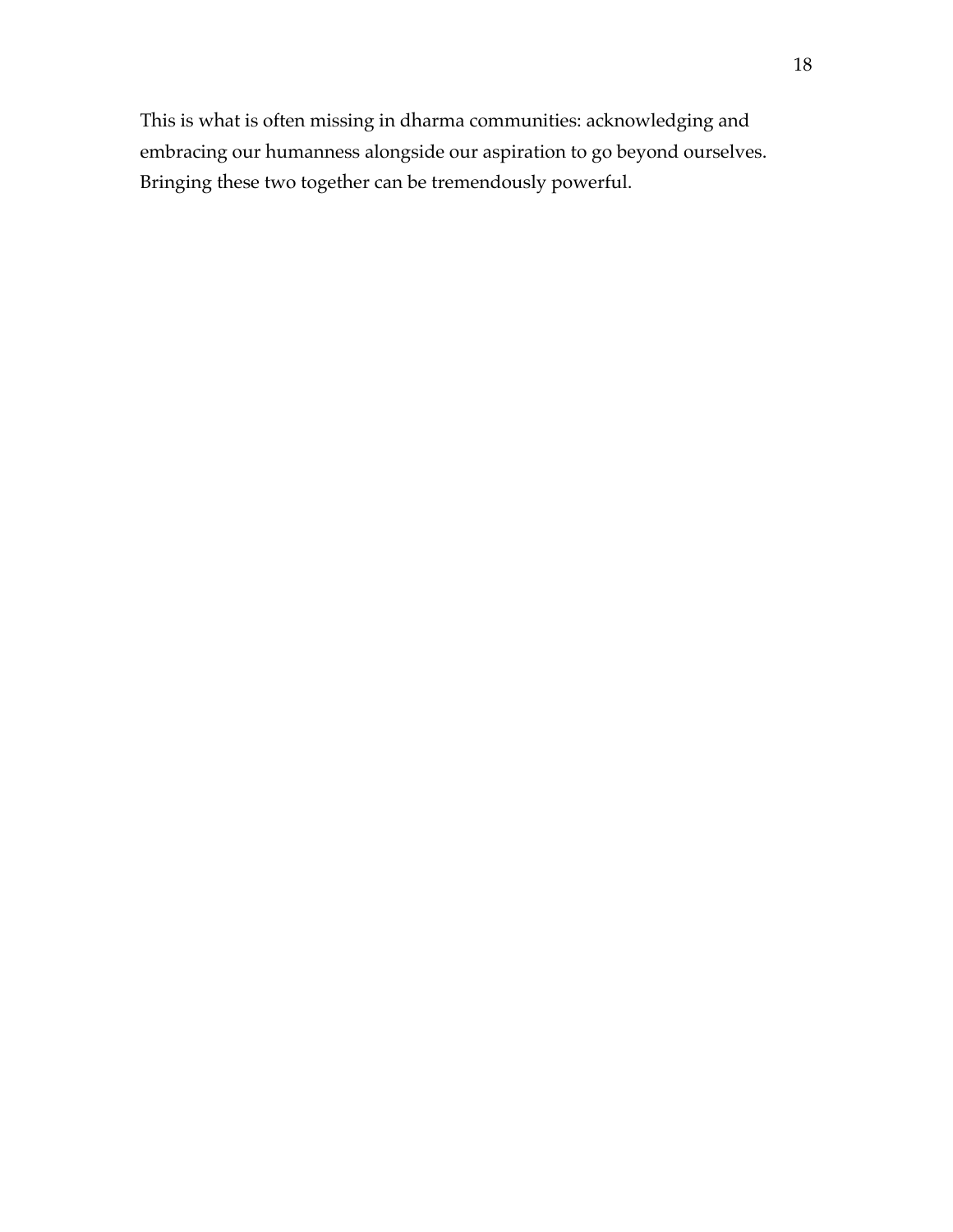This is what is often missing in dharma communities: acknowledging and embracing our humanness alongside our aspiration to go beyond ourselves. Bringing these two together can be tremendously powerful.